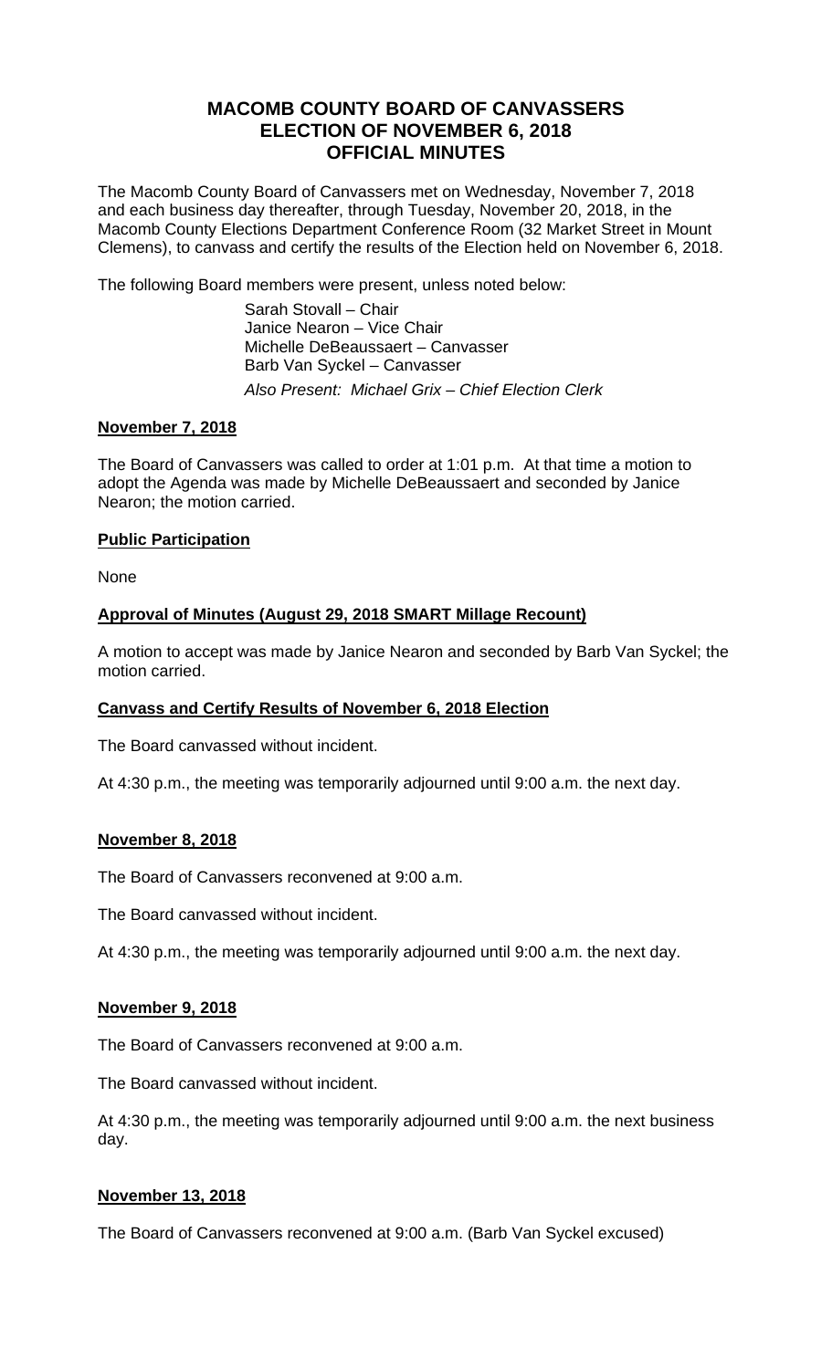# MACOMB COUNTY BOARD OF CANVASSERS
# ELECTION OF NOVEMBER 6, 2018
# OFFICIAL MINUTES

The Macomb County Board of Canvassers met on Wednesday, November 7, 2018 and each business day thereafter, through Tuesday, November 20, 2018, in the Macomb County Elections Department Conference Room (32 Market Street in Mount Clemens), to canvass and certify the results of the Election held on November 6, 2018.

The following Board members were present, unless noted below:

Sarah Stovall – Chair
Janice Nearon – Vice Chair
Michelle DeBeaussaert – Canvasser
Barb Van Syckel – Canvasser
*Also Present: Michael Grix – Chief Election Clerk*

**November 7, 2018**

The Board of Canvassers was called to order at 1:01 p.m. At that time a motion to adopt the Agenda was made by Michelle DeBeaussaert and seconded by Janice Nearon; the motion carried.

**Public Participation**

None

**Approval of Minutes (August 29, 2018 SMART Millage Recount)**

A motion to accept was made by Janice Nearon and seconded by Barb Van Syckel; the motion carried.

**Canvass and Certify Results of November 6, 2018 Election**

The Board canvassed without incident.

At 4:30 p.m., the meeting was temporarily adjourned until 9:00 a.m. the next day.

**November 8, 2018**

The Board of Canvassers reconvened at 9:00 a.m.

The Board canvassed without incident.

At 4:30 p.m., the meeting was temporarily adjourned until 9:00 a.m. the next day.

**November 9, 2018**

The Board of Canvassers reconvened at 9:00 a.m.

The Board canvassed without incident.

At 4:30 p.m., the meeting was temporarily adjourned until 9:00 a.m. the next business day.

**November 13, 2018**

The Board of Canvassers reconvened at 9:00 a.m. (Barb Van Syckel excused)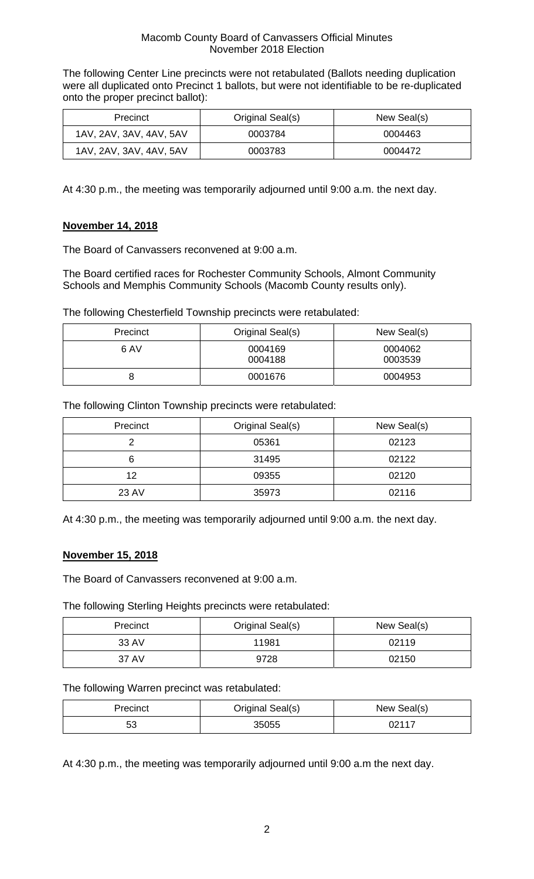The following Center Line precincts were not retabulated (Ballots needing duplication were all duplicated onto Precinct 1 ballots, but were not identifiable to be re-duplicated onto the proper precinct ballot):

| Precinct | Original Seal(s) | New Seal(s) |
|---|---|---|
| 1AV, 2AV, 3AV, 4AV, 5AV | 0003784 | 0004463 |
| 1AV, 2AV, 3AV, 4AV, 5AV | 0003783 | 0004472 |

At 4:30 p.m., the meeting was temporarily adjourned until 9:00 a.m. the next day.

**November 14, 2018**

The Board of Canvassers reconvened at 9:00 a.m.

The Board certified races for Rochester Community Schools, Almont Community Schools and Memphis Community Schools (Macomb County results only).

The following Chesterfield Township precincts were retabulated:

| Precinct | Original Seal(s) | New Seal(s) |
|---|---|---|
| 6 AV | 0004169<br>0004188 | 0004062<br>0003539 |
| 8 | 0001676 | 0004953 |

The following Clinton Township precincts were retabulated:

| Precinct | Original Seal(s) | New Seal(s) |
|---|---|---|
| 2 | 05361 | 02123 |
| 6 | 31495 | 02122 |
| 12 | 09355 | 02120 |
| 23 AV | 35973 | 02116 |

At 4:30 p.m., the meeting was temporarily adjourned until 9:00 a.m. the next day.

**November 15, 2018**

The Board of Canvassers reconvened at 9:00 a.m.

The following Sterling Heights precincts were retabulated:

| Precinct | Original Seal(s) | New Seal(s) |
|---|---|---|
| 33 AV | 11981 | 02119 |
| 37 AV | 9728 | 02150 |

The following Warren precinct was retabulated:

| Precinct | Original Seal(s) | New Seal(s) |
|---|---|---|
| 53 | 35055 | 02117 |

At 4:30 p.m., the meeting was temporarily adjourned until 9:00 a.m the next day.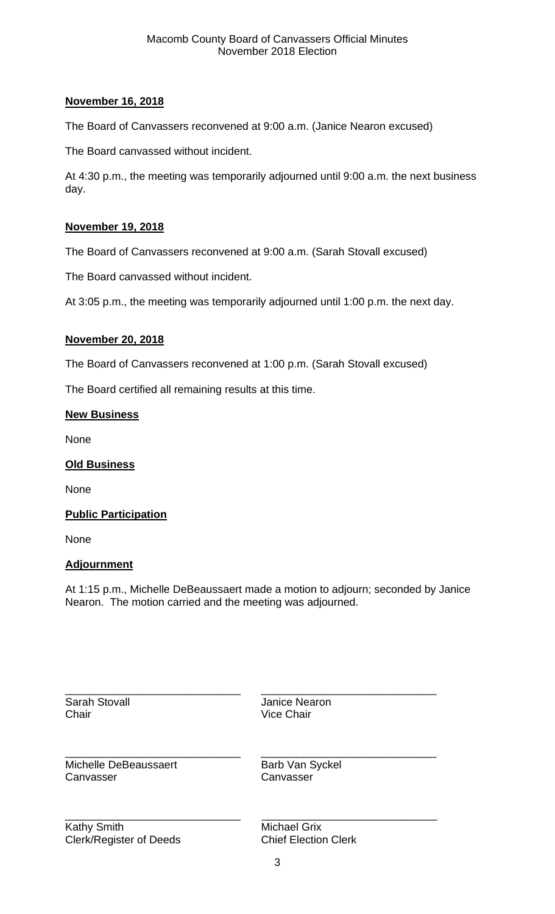**November 16, 2018**

The Board of Canvassers reconvened at 9:00 a.m. (Janice Nearon excused)

The Board canvassed without incident.

At 4:30 p.m., the meeting was temporarily adjourned until 9:00 a.m. the next business day.

**November 19, 2018**

The Board of Canvassers reconvened at 9:00 a.m. (Sarah Stovall excused)

The Board canvassed without incident.

At 3:05 p.m., the meeting was temporarily adjourned until 1:00 p.m. the next day.

**November 20, 2018**

The Board of Canvassers reconvened at 1:00 p.m. (Sarah Stovall excused)

The Board certified all remaining results at this time.

**New Business**

None

**Old Business**

None

**Public Participation**

None

**Adjournment**

At 1:15 p.m., Michelle DeBeaussaert made a motion to adjourn; seconded by Janice Nearon. The motion carried and the meeting was adjourned.

| | |
|---|---|
| \_\_\_\_\_\_\_\_\_\_\_\_\_\_\_\_\_\_\_\_\_\_\_\_\_\_\_\_\_\_ | \_\_\_\_\_\_\_\_\_\_\_\_\_\_\_\_\_\_\_\_\_\_\_\_\_\_\_\_\_\_ |
| Sarah Stovall<br>Chair | Janice Nearon<br>Vice Chair |
| \_\_\_\_\_\_\_\_\_\_\_\_\_\_\_\_\_\_\_\_\_\_\_\_\_\_\_\_\_\_ | \_\_\_\_\_\_\_\_\_\_\_\_\_\_\_\_\_\_\_\_\_\_\_\_\_\_\_\_\_\_ |
| Michelle DeBeaussaert<br>Canvasser | Barb Van Syckel<br>Canvasser |
| \_\_\_\_\_\_\_\_\_\_\_\_\_\_\_\_\_\_\_\_\_\_\_\_\_\_\_\_\_\_ | \_\_\_\_\_\_\_\_\_\_\_\_\_\_\_\_\_\_\_\_\_\_\_\_\_\_\_\_\_\_ |
| Kathy Smith<br>Clerk/Register of Deeds | Michael Grix<br>Chief Election Clerk |